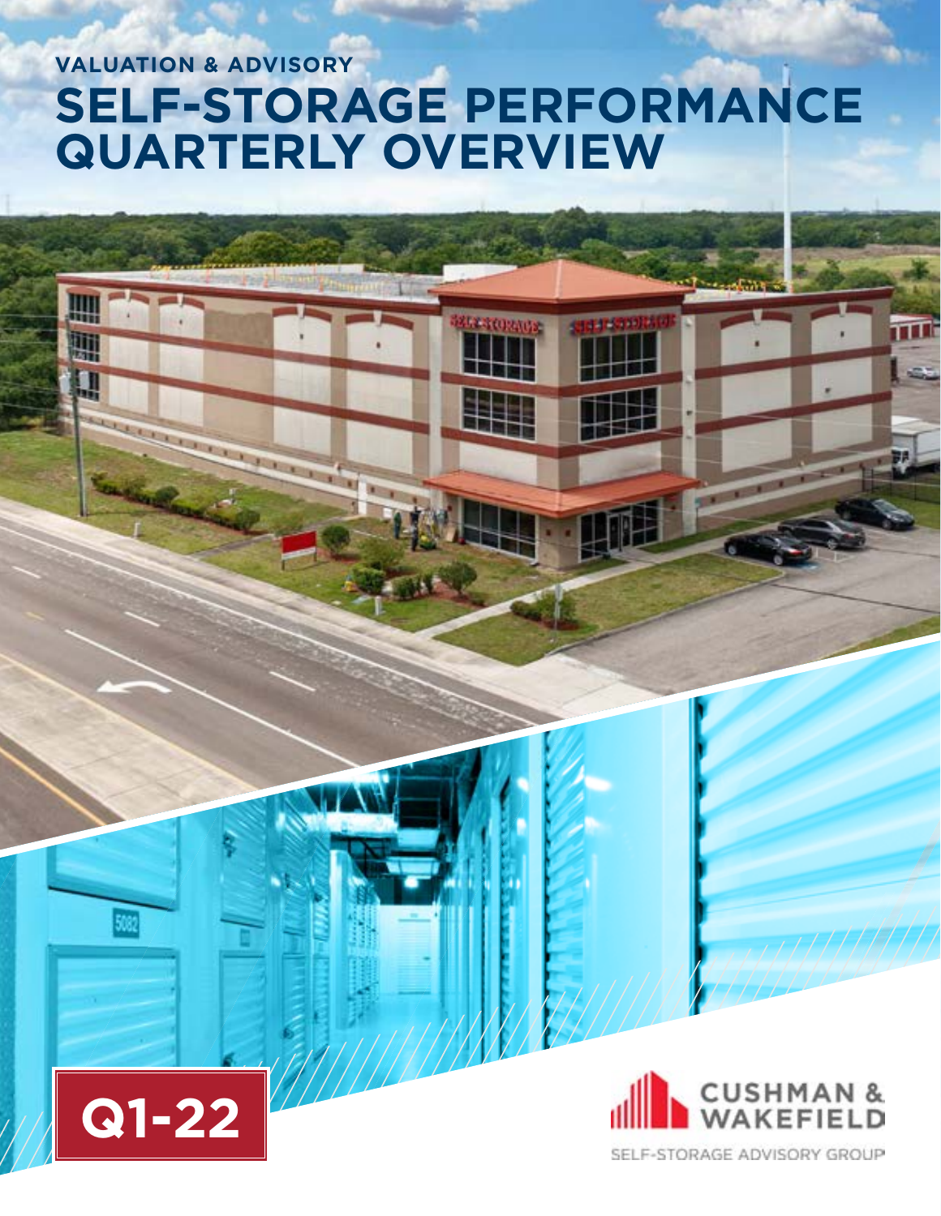VALUATION & ADVISORY

# SELF-STORAGE PERFORMANCE QUARTERLY OVERVIEW

Q1-22

CUSHMAN & WAKEFIELD

SELF-STORAGE ADVISORY GROUP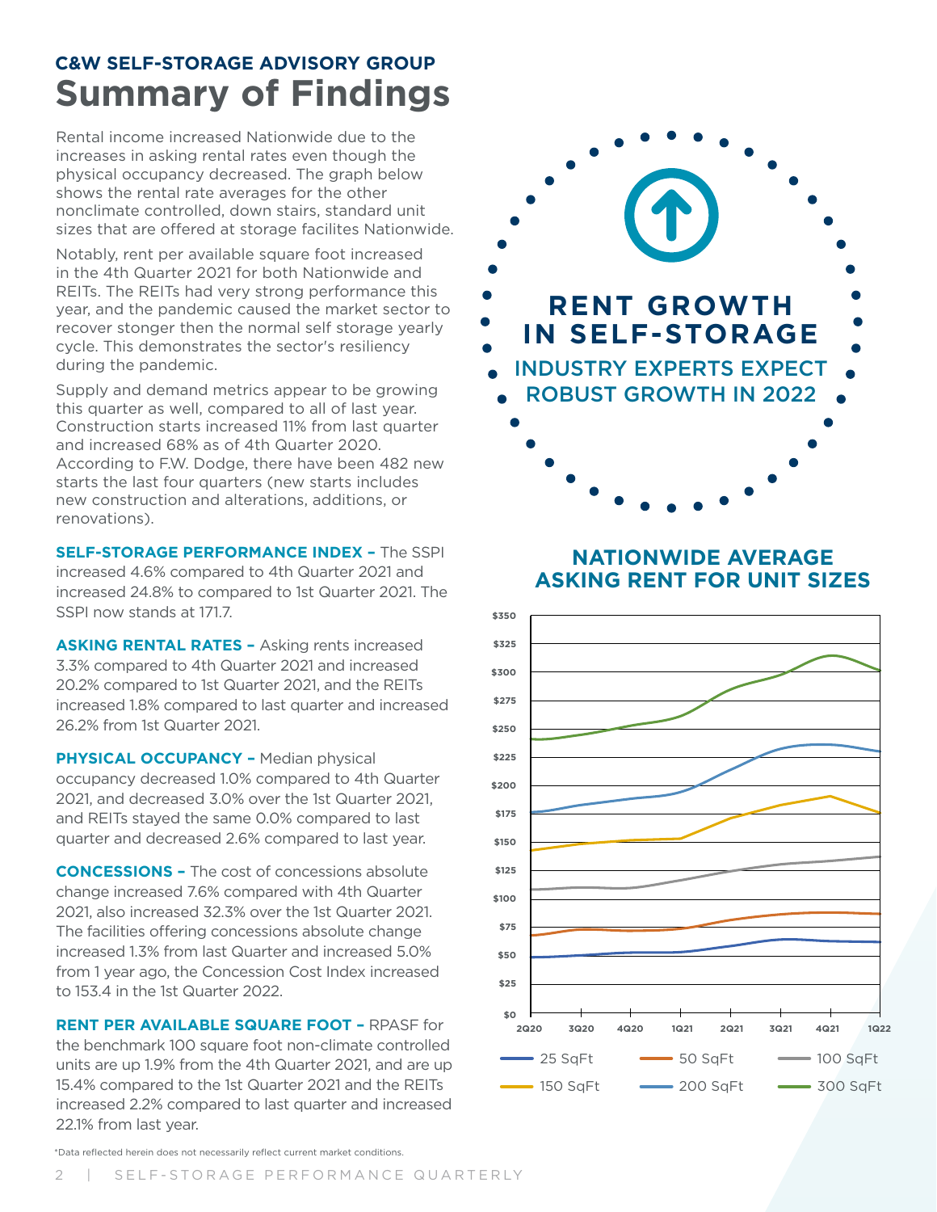## C&W SELF-STORAGE ADVISORY GROUP

# Summary of Findings

Rental income increased Nationwide due to the increases in asking rental rates even though the physical occupancy decreased. The graph below shows the rental rate averages for the other nonclimate controlled, down stairs, standard unit sizes that are offered at storage facilites Nationwide.

Notably, rent per available square foot increased in the 4th Quarter 2021 for both Nationwide and REITs. The REITs had very strong performance this year, and the pandemic caused the market sector to recover stonger then the normal self storage yearly cycle. This demonstrates the sector's resiliency during the pandemic.

Supply and demand metrics appear to be growing this quarter as well, compared to all of last year. Construction starts increased 11% from last quarter and increased 68% as of 4th Quarter 2020. According to F.W. Dodge, there have been 482 new starts the last four quarters (new starts includes new construction and alterations, additions, or renovations).

**SELF-STORAGE PERFORMANCE INDEX –** The SSPI increased 4.6% compared to 4th Quarter 2021 and increased 24.8% to compared to 1st Quarter 2021. The SSPI now stands at 171.7.

**ASKING RENTAL RATES –** Asking rents increased 3.3% compared to 4th Quarter 2021 and increased 20.2% compared to 1st Quarter 2021, and the REITs increased 1.8% compared to last quarter and increased 26.2% from 1st Quarter 2021.

**PHYSICAL OCCUPANCY –** Median physical occupancy decreased 1.0% compared to 4th Quarter 2021, and decreased 3.0% over the 1st Quarter 2021, and REITs stayed the same 0.0% compared to last quarter and decreased 2.6% compared to last year.

**CONCESSIONS –** The cost of concessions absolute change increased 7.6% compared with 4th Quarter 2021, also increased 32.3% over the 1st Quarter 2021. The facilities offering concessions absolute change increased 1.3% from last Quarter and increased 5.0% from 1 year ago, the Concession Cost Index increased to 153.4 in the 1st Quarter 2022.

**RENT PER AVAILABLE SQUARE FOOT –** RPASF for the benchmark 100 square foot non-climate controlled units are up 1.9% from the 4th Quarter 2021, and are up 15.4% compared to the 1st Quarter 2021 and the REITs increased 2.2% compared to last quarter and increased 22.1% from last year.

**RENT GROWTH IN SELF-STORAGE**

INDUSTRY EXPERTS EXPECT ROBUST GROWTH IN 2022

## NATIONWIDE AVERAGE ASKING RENT FOR UNIT SIZES

$350
$325
$300
$275
$250
$225
$200
$175
$150
$125
$100
$75
$50
$25
$0

2Q20 3Q20 4Q20 1Q21 2Q21 3Q21 4Q21 1Q22

25 SqFt
50 SqFt
100 SqFt
150 SqFt
200 SqFt
300 SqFt

*Data reflected herein does not necessarily reflect current market conditions.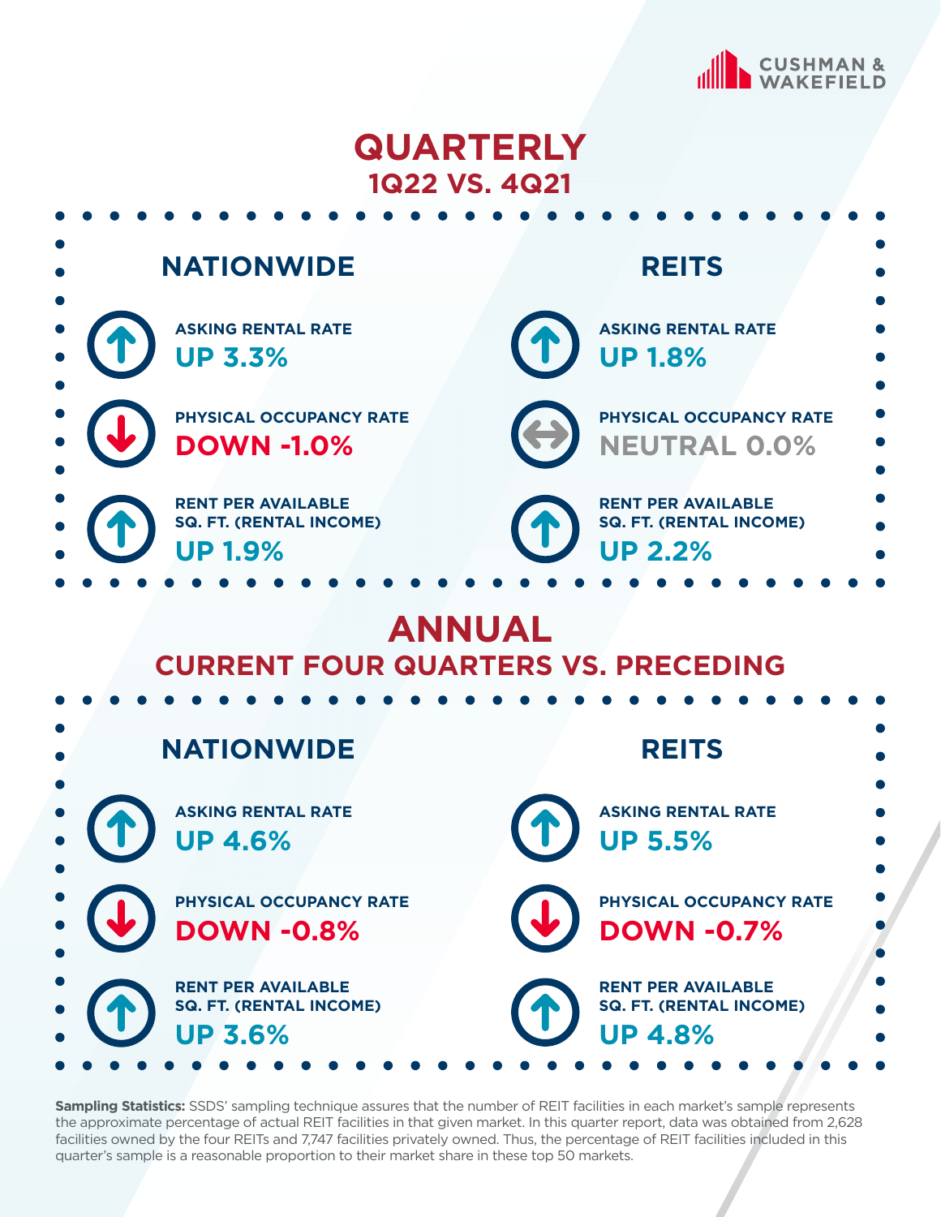# QUARTERLY

## 1Q22 VS. 4Q21

### NATIONWIDE

**ASKING RENTAL RATE**
**UP 3.3%**

**PHYSICAL OCCUPANCY RATE**
**DOWN -1.0%**

**RENT PER AVAILABLE SQ. FT. (RENTAL INCOME)**
**UP 1.9%**

### REITS

**ASKING RENTAL RATE**
**UP 1.8%**

**PHYSICAL OCCUPANCY RATE**
**NEUTRAL 0.0%**

**RENT PER AVAILABLE SQ. FT. (RENTAL INCOME)**
**UP 2.2%**

# ANNUAL

## CURRENT FOUR QUARTERS VS. PRECEDING

### NATIONWIDE

**ASKING RENTAL RATE**
**UP 4.6%**

**PHYSICAL OCCUPANCY RATE**
**DOWN -0.8%**

**RENT PER AVAILABLE SQ. FT. (RENTAL INCOME)**
**UP 3.6%**

### REITS

**ASKING RENTAL RATE**
**UP 5.5%**

**PHYSICAL OCCUPANCY RATE**
**DOWN -0.7%**

**RENT PER AVAILABLE SQ. FT. (RENTAL INCOME)**
**UP 4.8%**

**Sampling Statistics:** SSDS' sampling technique assures that the number of REIT facilities in each market's sample represents the approximate percentage of actual REIT facilities in that given market. In this quarter report, data was obtained from 2,628 facilities owned by the four REITs and 7,747 facilities privately owned. Thus, the percentage of REIT facilities included in this quarter's sample is a reasonable proportion to their market share in these top 50 markets.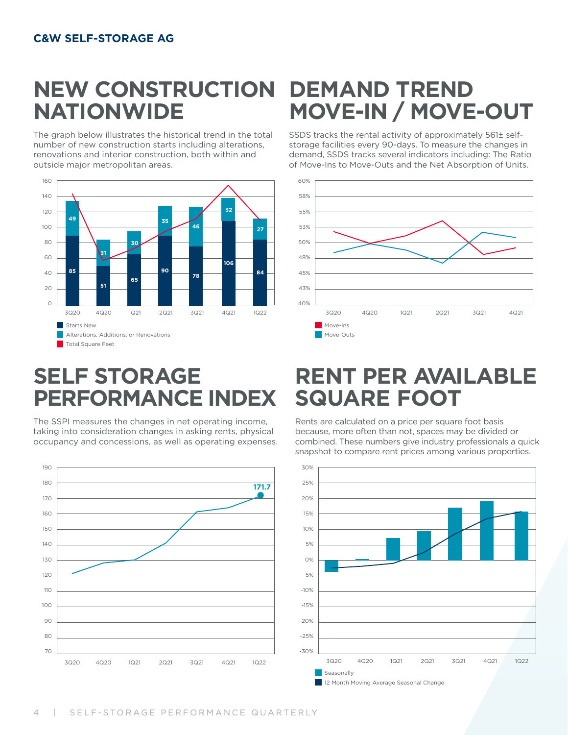# NEW CONSTRUCTION NATIONWIDE

The graph below illustrates the historical trend in the total number of new construction starts including alterations, renovations and interior construction, both within and outside major metropolitan areas.

160
140
120
100
80
60
40
20
0

49
85
31
51
30
65
35
90
46
78
32
106
27
84

3Q20 4Q20 1Q21 2Q21 3Q21 4Q21 1Q22

Starts New
Alterations, Additions, or Renovations
Total Square Feet

# DEMAND TREND MOVE-IN / MOVE-OUT

SSDS tracks the rental activity of approximately 561± self-storage facilities every 90-days. To measure the changes in demand, SSDS tracks several indicators including: The Ratio of Move-Ins to Move-Outs and the Net Absorption of Units.

60%
58%
55%
53%
50%
48%
45%
43%
40%

3Q20 4Q20 1Q21 2Q21 3Q21 4Q21

Move-Ins
Move-Outs

# SELF STORAGE PERFORMANCE INDEX

The SSPI measures the changes in net operating income, taking into consideration changes in asking rents, physical occupancy and concessions, as well as operating expenses.

190
180
170
160
150
140
130
120
110
100
90
80
70

171.7

3Q20 4Q20 1Q21 2Q21 3Q21 4Q21 1Q22

# RENT PER AVAILABLE SQUARE FOOT

Rents are calculated on a price per square foot basis because, more often than not, spaces may be divided or combined. These numbers give industry professionals a quick snapshot to compare rent prices among various properties.

30%
25%
20%
15%
10%
5%
0%
-5%
-10%
-15%
-20%
-25%
-30%

3Q20 4Q20 1Q21 2Q21 3Q21 4Q21 1Q22

Seasonally
12 Month Moving Average Seasonal Change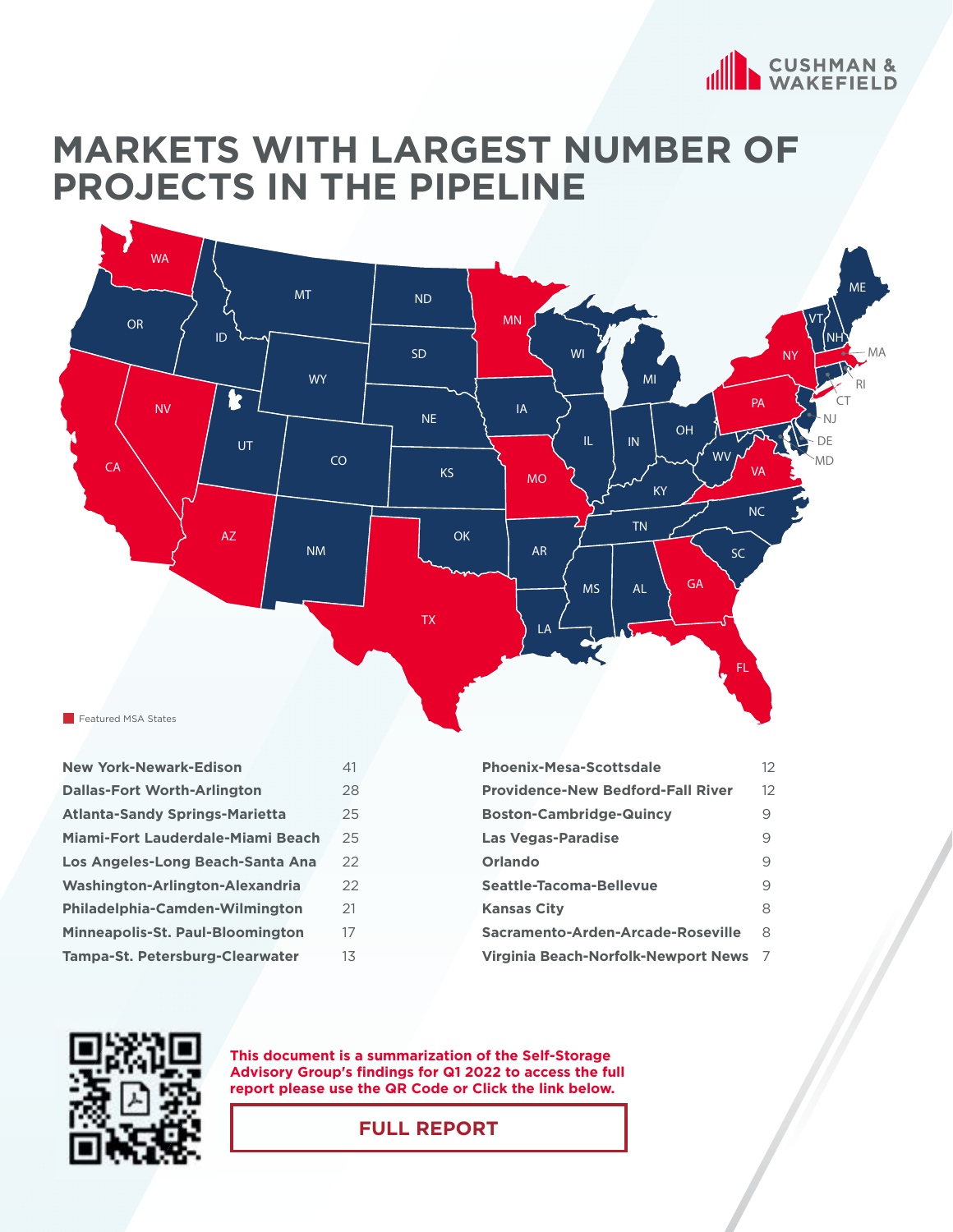# MARKETS WITH LARGEST NUMBER OF PROJECTS IN THE PIPELINE

Featured MSA States

| | |
|---|---|
| New York-Newark-Edison | 41 |
| Dallas-Fort Worth-Arlington | 28 |
| Atlanta-Sandy Springs-Marietta | 25 |
| Miami-Fort Lauderdale-Miami Beach | 25 |
| Los Angeles-Long Beach-Santa Ana | 22 |
| Washington-Arlington-Alexandria | 22 |
| Philadelphia-Camden-Wilmington | 21 |
| Minneapolis-St. Paul-Bloomington | 17 |
| Tampa-St. Petersburg-Clearwater | 13 |
| Phoenix-Mesa-Scottsdale | 12 |
| Providence-New Bedford-Fall River | 12 |
| Boston-Cambridge-Quincy | 9 |
| Las Vegas-Paradise | 9 |
| Orlando | 9 |
| Seattle-Tacoma-Bellevue | 9 |
| Kansas City | 8 |
| Sacramento-Arden-Arcade-Roseville | 8 |
| Virginia Beach-Norfolk-Newport News | 7 |

**This document is a summarization of the Self-Storage Advisory Group's findings for Q1 2022 to access the full report please use the QR Code or Click the link below.**

**FULL REPORT**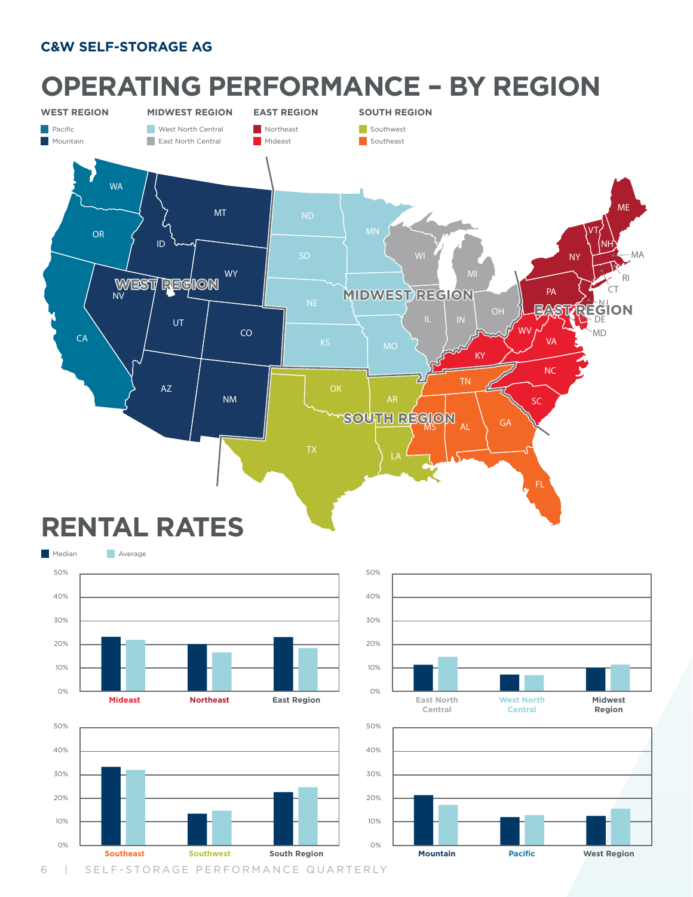C&W SELF-STORAGE AG

# OPERATING PERFORMANCE – BY REGION

**WEST REGION**
Pacific
Mountain

**MIDWEST REGION**
West North Central
East North Central

**EAST REGION**
Northeast
Mideast

**SOUTH REGION**
Southwest
Southeast

WA OR CA ID NV MT WY UT CO AZ NM
WEST REGION
ND SD NE KS MN IA MO WI IL IN MI OH
MIDWEST REGION
ME VT NH MA RI CT NY PA NJ DE MD WV VA KY NC SC
EAST REGION
OK TX AR LA TN MS AL GA FL
SOUTH REGION

# RENTAL RATES

Median
Average

50%
40%
30%
20%
10%
0%
Mideast
Northeast
East Region

50%
40%
30%
20%
10%
0%
East North Central
West North Central
Midwest Region

50%
40%
30%
20%
10%
0%
Southeast
Southwest
South Region

50%
40%
30%
20%
10%
0%
Mountain
Pacific
West Region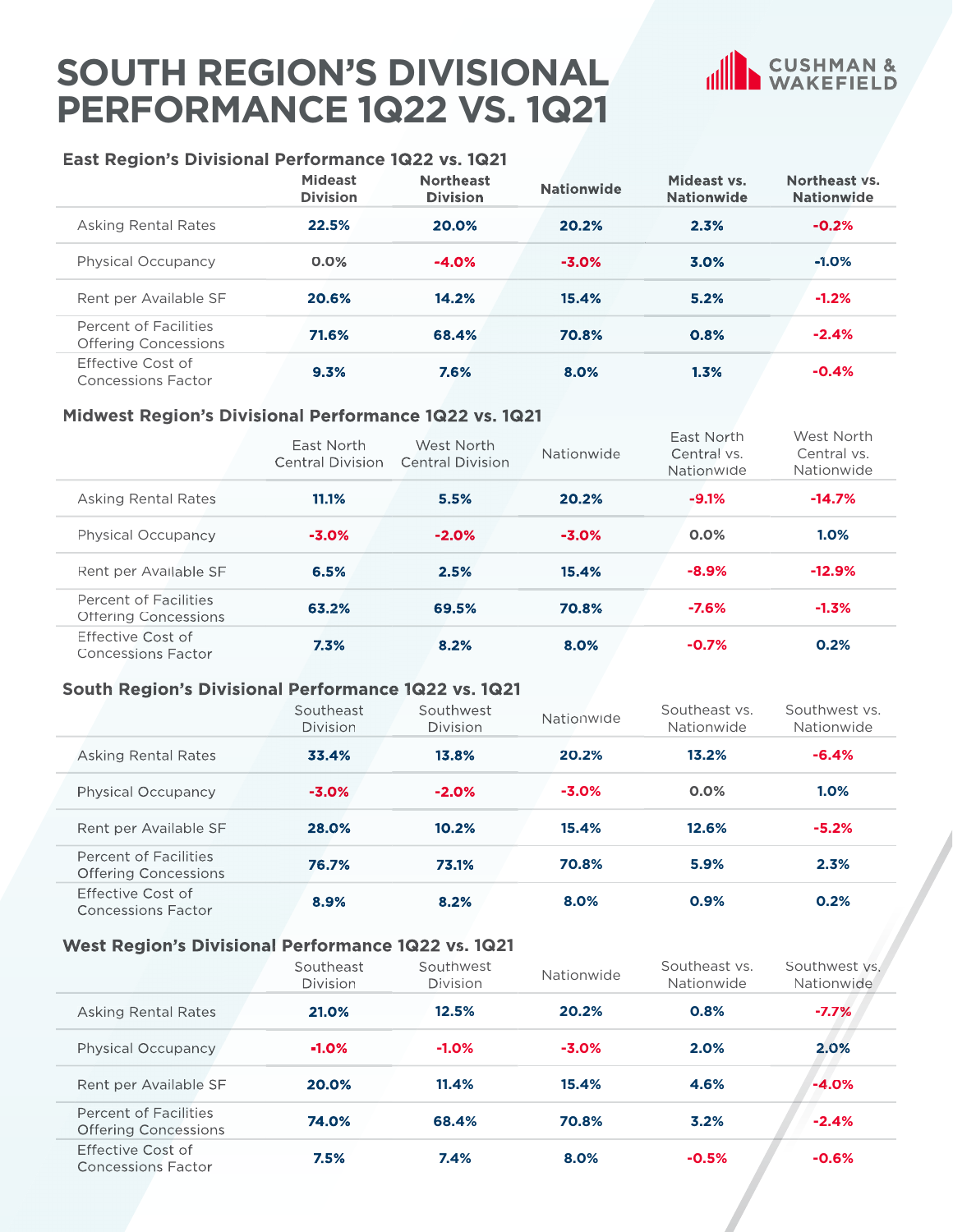# SOUTH REGION'S DIVISIONAL PERFORMANCE 1Q22 VS. 1Q21

CUSHMAN & WAKEFIELD

### East Region's Divisional Performance 1Q22 vs. 1Q21

| | Mideast Division | Northeast Division | Nationwide | Mideast vs. Nationwide | Northeast vs. Nationwide |
|---|---|---|---|---|---|
| Asking Rental Rates | 22.5% | 20.0% | 20.2% | 2.3% | -0.2% |
| Physical Occupancy | 0.0% | -4.0% | -3.0% | 3.0% | -1.0% |
| Rent per Available SF | 20.6% | 14.2% | 15.4% | 5.2% | -1.2% |
| Percent of Facilities Offering Concessions | 71.6% | 68.4% | 70.8% | 0.8% | -2.4% |
| Effective Cost of Concessions Factor | 9.3% | 7.6% | 8.0% | 1.3% | -0.4% |

### Midwest Region's Divisional Performance 1Q22 vs. 1Q21

| | East North Central Division | West North Central Division | Nationwide | East North Central vs. Nationwide | West North Central vs. Nationwide |
|---|---|---|---|---|---|
| Asking Rental Rates | 11.1% | 5.5% | 20.2% | -9.1% | -14.7% |
| Physical Occupancy | -3.0% | -2.0% | -3.0% | 0.0% | 1.0% |
| Rent per Available SF | 6.5% | 2.5% | 15.4% | -8.9% | -12.9% |
| Percent of Facilities Offering Concessions | 63.2% | 69.5% | 70.8% | -7.6% | -1.3% |
| Effective Cost of Concessions Factor | 7.3% | 8.2% | 8.0% | -0.7% | 0.2% |

### South Region's Divisional Performance 1Q22 vs. 1Q21

| | Southeast Division | Southwest Division | Nationwide | Southeast vs. Nationwide | Southwest vs. Nationwide |
|---|---|---|---|---|---|
| Asking Rental Rates | 33.4% | 13.8% | 20.2% | 13.2% | -6.4% |
| Physical Occupancy | -3.0% | -2.0% | -3.0% | 0.0% | 1.0% |
| Rent per Available SF | 28.0% | 10.2% | 15.4% | 12.6% | -5.2% |
| Percent of Facilities Offering Concessions | 76.7% | 73.1% | 70.8% | 5.9% | 2.3% |
| Effective Cost of Concessions Factor | 8.9% | 8.2% | 8.0% | 0.9% | 0.2% |

### West Region's Divisional Performance 1Q22 vs. 1Q21

| | Southeast Division | Southwest Division | Nationwide | Southeast vs. Nationwide | Southwest vs. Nationwide |
|---|---|---|---|---|---|
| Asking Rental Rates | 21.0% | 12.5% | 20.2% | 0.8% | -7.7% |
| Physical Occupancy | -1.0% | -1.0% | -3.0% | 2.0% | 2.0% |
| Rent per Available SF | 20.0% | 11.4% | 15.4% | 4.6% | -4.0% |
| Percent of Facilities Offering Concessions | 74.0% | 68.4% | 70.8% | 3.2% | -2.4% |
| Effective Cost of Concessions Factor | 7.5% | 7.4% | 8.0% | -0.5% | -0.6% |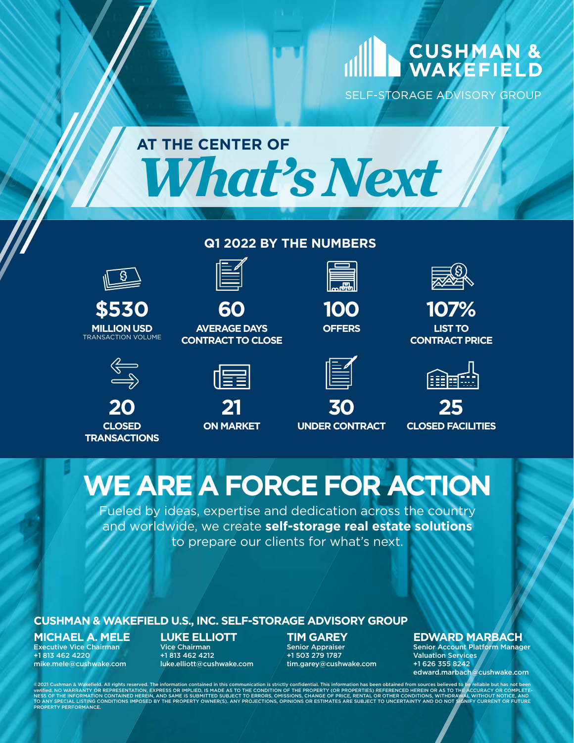CUSHMAN & WAKEFIELD

SELF-STORAGE ADVISORY GROUP

# AT THE CENTER OF *What's Next*

## Q1 2022 BY THE NUMBERS

**$530**
**MILLION USD**
TRANSACTION VOLUME

**60**
**AVERAGE DAYS CONTRACT TO CLOSE**

**100**
**OFFERS**

**107%**
**LIST TO CONTRACT PRICE**

**20**
**CLOSED TRANSACTIONS**

**21**
**ON MARKET**

**30**
**UNDER CONTRACT**

**25**
**CLOSED FACILITIES**

# WE ARE A FORCE FOR ACTION

Fueled by ideas, expertise and dedication across the country and worldwide, we create **self-storage real estate solutions** to prepare our clients for what's next.

## CUSHMAN & WAKEFIELD U.S., INC. SELF-STORAGE ADVISORY GROUP

**MICHAEL A. MELE**
Executive Vice Chairman
+1 813 462 4220
mike.mele@cushwake.com

**LUKE ELLIOTT**
Vice Chairman
+1 813 462 4212
luke.elliott@cushwake.com

**TIM GAREY**
Senior Appraiser
+1 503 279 1787
tim.garey@cushwake.com

**EDWARD MARBACH**
Senior Account Platform Manager
Valuation Services
+1 626 355 8242
edward.marbach@cushwake.com

©2021 Cushman & Wakefield. All rights reserved. The information contained in this communication is strictly confidential. This information has been obtained from sources believed to be reliable but has not been verified. NO WARRANTY OR REPRESENTATION, EXPRESS OR IMPLIED, IS MADE AS TO THE CONDITION OF THE PROPERTY (OR PROPERTIES) REFERENCED HEREIN OR AS TO THE ACCURACY OR COMPLETENESS OF THE INFORMATION CONTAINED HEREIN, AND SAME IS SUBMITTED SUBJECT TO ERRORS, OMISSIONS, CHANGE OF PRICE, RENTAL OR OTHER CONDITIONS, WITHDRAWAL WITHOUT NOTICE, AND TO ANY SPECIAL LISTING CONDITIONS IMPOSED BY THE PROPERTY OWNER(S). ANY PROJECTIONS, OPINIONS OR ESTIMATES ARE SUBJECT TO UNCERTAINTY AND DO NOT SIGNIFY CURRENT OR FUTURE PROPERTY PERFORMANCE.